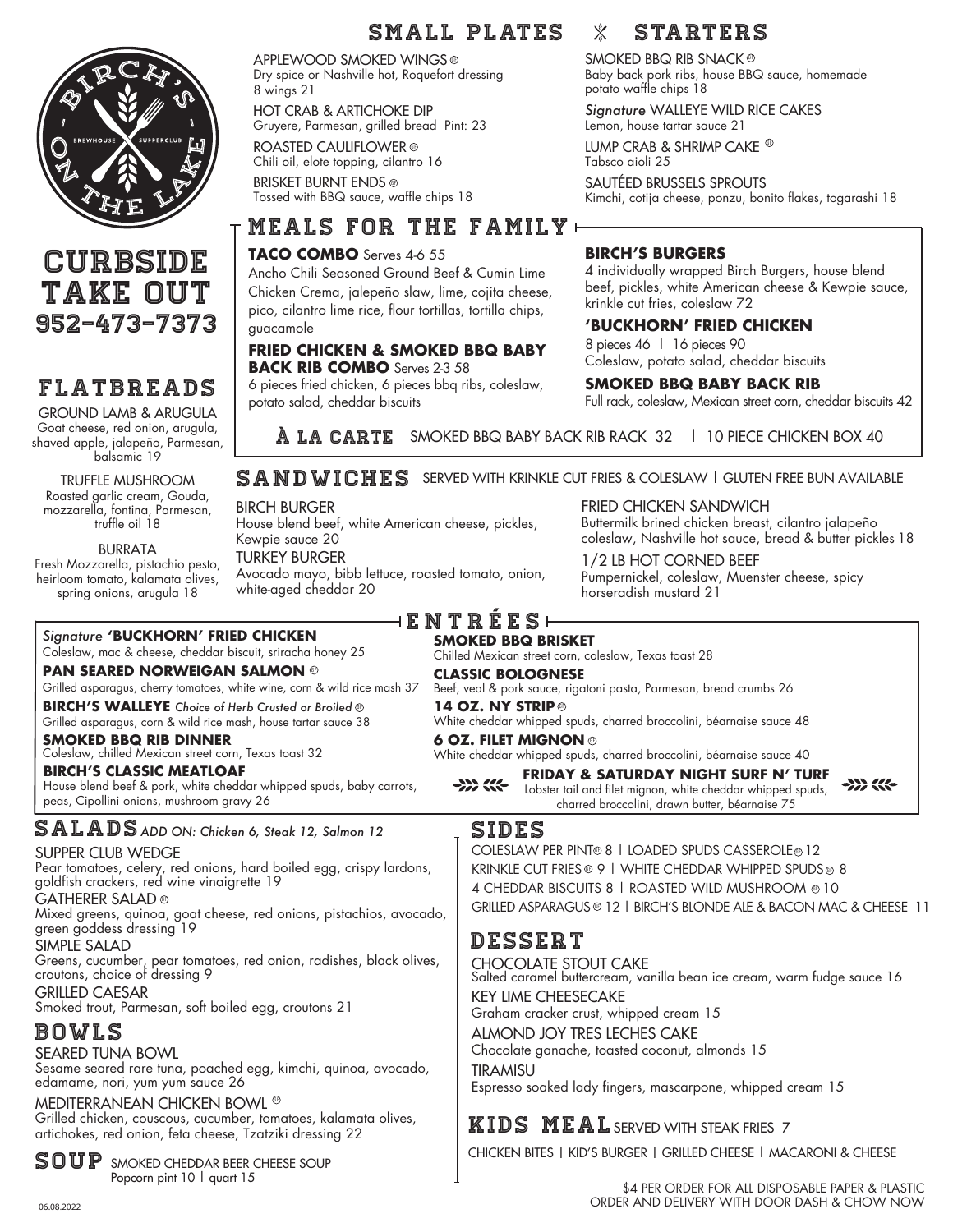# SMALL PLATES ✕ STARTERS

APPLEWOOD SMOKED WINGS ⓖ
Dry spice or Nashville hot, Roquefort dressing
8 wings 21

HOT CRAB & ARTICHOKE DIP
Gruyere, Parmesan, grilled bread Pint: 23

ROASTED CAULIFLOWER ⓖ
Chili oil, elote topping, cilantro 16

BRISKET BURNT ENDS ⓖ
Tossed with BBQ sauce, waffle chips 18

SMOKED BBQ RIB SNACK ⓖ
Baby back pork ribs, house BBQ sauce, homemade potato waffle chips 18

*Signature* WALLEYE WILD RICE CAKES
Lemon, house tartar sauce 21

LUMP CRAB & SHRIMP CAKE ⓖ
Tabsco aioli 25

SAUTÉED BRUSSELS SPROUTS
Kimchi, cotija cheese, ponzu, bonito flakes, togarashi 18

# CURBSIDE TAKE OUT
# 952-473-7373

# FLATBREADS

GROUND LAMB & ARUGULA
Goat cheese, red onion, arugula, shaved apple, jalapeño, Parmesan, balsamic 19

TRUFFLE MUSHROOM
Roasted garlic cream, Gouda, mozzarella, fontina, Parmesan, truffle oil 18

BURRATA
Fresh Mozzarella, pistachio pesto, heirloom tomato, kalamata olives, spring onions, arugula 18

# MEALS FOR THE FAMILY

**TACO COMBO** Serves 4-6 55
Ancho Chili Seasoned Ground Beef & Cumin Lime Chicken Crema, jalepeño slaw, lime, cojita cheese, pico, cilantro lime rice, flour tortillas, tortilla chips, guacamole

**FRIED CHICKEN & SMOKED BBQ BABY BACK RIB COMBO** Serves 2-3 58
6 pieces fried chicken, 6 pieces bbq ribs, coleslaw, potato salad, cheddar biscuits

**BIRCH'S BURGERS**
4 individually wrapped Birch Burgers, house blend beef, pickles, white American cheese & Kewpie sauce, krinkle cut fries, coleslaw 72

**'BUCKHORN' FRIED CHICKEN**
8 pieces 46 | 16 pieces 90
Coleslaw, potato salad, cheddar biscuits

**SMOKED BBQ BABY BACK RIB**
Full rack, coleslaw, Mexican street corn, cheddar biscuits 42

**À LA CARTE** SMOKED BBQ BABY BACK RIB RACK 32 | 10 PIECE CHICKEN BOX 40

# SANDWICHES
SERVED WITH KRINKLE CUT FRIES & COLESLAW | GLUTEN FREE BUN AVAILABLE

BIRCH BURGER
House blend beef, white American cheese, pickles, Kewpie sauce 20

TURKEY BURGER
Avocado mayo, bibb lettuce, roasted tomato, onion, white-aged cheddar 20

FRIED CHICKEN SANDWICH
Buttermilk brined chicken breast, cilantro jalapeño coleslaw, Nashville hot sauce, bread & butter pickles 18

1/2 LB HOT CORNED BEEF
Pumpernickel, coleslaw, Muenster cheese, spicy horseradish mustard 21

# ENTRÉES

*Signature* **'BUCKHORN' FRIED CHICKEN**
Coleslaw, mac & cheese, cheddar biscuit, sriracha honey 25

**PAN SEARED NORWEIGAN SALMON** ⓖ
Grilled asparagus, cherry tomatoes, white wine, corn & wild rice mash 37

**BIRCH'S WALLEYE** *Choice of Herb Crusted or Broiled* ⓖ
Grilled asparagus, corn & wild rice mash, house tartar sauce 38

**SMOKED BBQ RIB DINNER**
Coleslaw, chilled Mexican street corn, Texas toast 32

**BIRCH'S CLASSIC MEATLOAF**
House blend beef & pork, white cheddar whipped spuds, baby carrots, peas, Cipollini onions, mushroom gravy 26

**SMOKED BBQ BRISKET**
Chilled Mexican street corn, coleslaw, Texas toast 28

**CLASSIC BOLOGNESE**
Beef, veal & pork sauce, rigatoni pasta, Parmesan, bread crumbs 26

**14 OZ. NY STRIP** ⓖ
White cheddar whipped spuds, charred broccolini, béarnaise sauce 48

**6 OZ. FILET MIGNON** ⓖ
White cheddar whipped spuds, charred broccolini, béarnaise sauce 40

**FRIDAY & SATURDAY NIGHT SURF N' TURF**
Lobster tail and filet mignon, white cheddar whipped spuds, charred broccolini, drawn butter, béarnaise 75

# SALADS
*ADD ON: Chicken 6, Steak 12, Salmon 12*

SUPPER CLUB WEDGE
Pear tomatoes, celery, red onions, hard boiled egg, crispy lardons, goldfish crackers, red wine vinaigrette 19

GATHERER SALAD ⓖ
Mixed greens, quinoa, goat cheese, red onions, pistachios, avocado, green goddess dressing 19

SIMPLE SALAD
Greens, cucumber, pear tomatoes, red onion, radishes, black olives, croutons, choice of dressing 9

GRILLED CAESAR
Smoked trout, Parmesan, soft boiled egg, croutons 21

# BOWLS

SEARED TUNA BOWL
Sesame seared rare tuna, poached egg, kimchi, quinoa, avocado, edamame, nori, yum yum sauce 26

MEDITERRANEAN CHICKEN BOWL ⓖ
Grilled chicken, couscous, cucumber, tomatoes, kalamata olives, artichokes, red onion, feta cheese, Tzatziki dressing 22

# SOUP
SMOKED CHEDDAR BEER CHEESE SOUP
Popcorn pint 10 | quart 15

# SIDES

COLESLAW PER PINT ⓖ 8 | LOADED SPUDS CASSEROLE ⓖ 12
KRINKLE CUT FRIES ⓖ 9 | WHITE CHEDDAR WHIPPED SPUDS ⓖ 8
4 CHEDDAR BISCUITS 8 | ROASTED WILD MUSHROOM ⓖ 10
GRILLED ASPARAGUS ⓖ 12 | BIRCH'S BLONDE ALE & BACON MAC & CHEESE 11

# DESSERT

CHOCOLATE STOUT CAKE
Salted caramel buttercream, vanilla bean ice cream, warm fudge sauce 16

KEY LIME CHEESECAKE
Graham cracker crust, whipped cream 15

ALMOND JOY TRES LECHES CAKE
Chocolate ganache, toasted coconut, almonds 15

TIRAMISU
Espresso soaked lady fingers, mascarpone, whipped cream 15

# KIDS MEAL
SERVED WITH STEAK FRIES 7

CHICKEN BITES | KID'S BURGER | GRILLED CHEESE | MACARONI & CHEESE

$4 PER ORDER FOR ALL DISPOSABLE PAPER & PLASTIC
ORDER AND DELIVERY WITH DOOR DASH & CHOW NOW

06.08.2022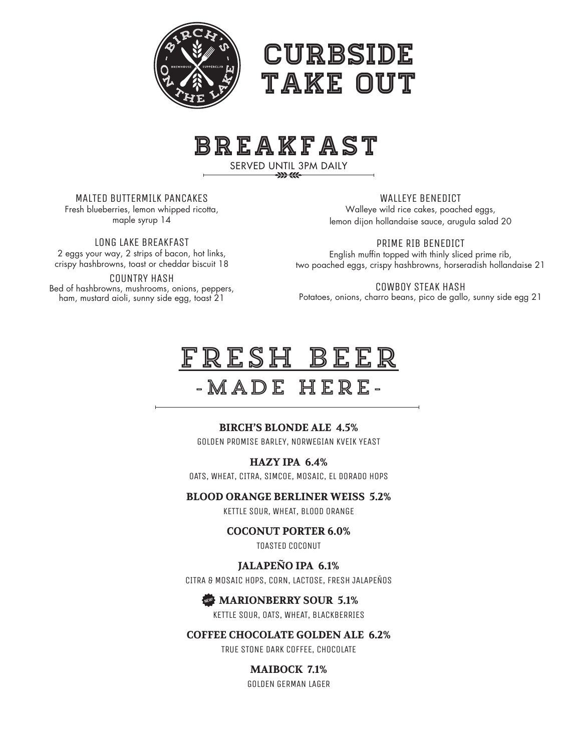# CURBSIDE TAKE OUT

## BREAKFAST

SERVED UNTIL 3PM DAILY

MALTED BUTTERMILK PANCAKES
Fresh blueberries, lemon whipped ricotta, maple syrup 14

LONG LAKE BREAKFAST
2 eggs your way, 2 strips of bacon, hot links, crispy hashbrowns, toast or cheddar biscuit 18

COUNTRY HASH
Bed of hashbrowns, mushrooms, onions, peppers, ham, mustard aioli, sunny side egg, toast 21

WALLEYE BENEDICT
Walleye wild rice cakes, poached eggs, lemon dijon hollandaise sauce, arugula salad 20

PRIME RIB BENEDICT
English muffin topped with thinly sliced prime rib, two poached eggs, crispy hashbrowns, horseradish hollandaise 21

COWBOY STEAK HASH
Potatoes, onions, charro beans, pico de gallo, sunny side egg 21

## FRESH BEER

### -MADE HERE-

**BIRCH'S BLONDE ALE 4.5%**
GOLDEN PROMISE BARLEY, NORWEGIAN KVEIK YEAST

**HAZY IPA 6.4%**
OATS, WHEAT, CITRA, SIMCOE, MOSAIC, EL DORADO HOPS

**BLOOD ORANGE BERLINER WEISS 5.2%**
KETTLE SOUR, WHEAT, BLOOD ORANGE

**COCONUT PORTER 6.0%**
TOASTED COCONUT

**JALAPEÑO IPA 6.1%**
CITRA & MOSAIC HOPS, CORN, LACTOSE, FRESH JALAPEÑOS

NEW! **MARIONBERRY SOUR 5.1%**
KETTLE SOUR, OATS, WHEAT, BLACKBERRIES

**COFFEE CHOCOLATE GOLDEN ALE 6.2%**
TRUE STONE DARK COFFEE, CHOCOLATE

**MAIBOCK 7.1%**
GOLDEN GERMAN LAGER